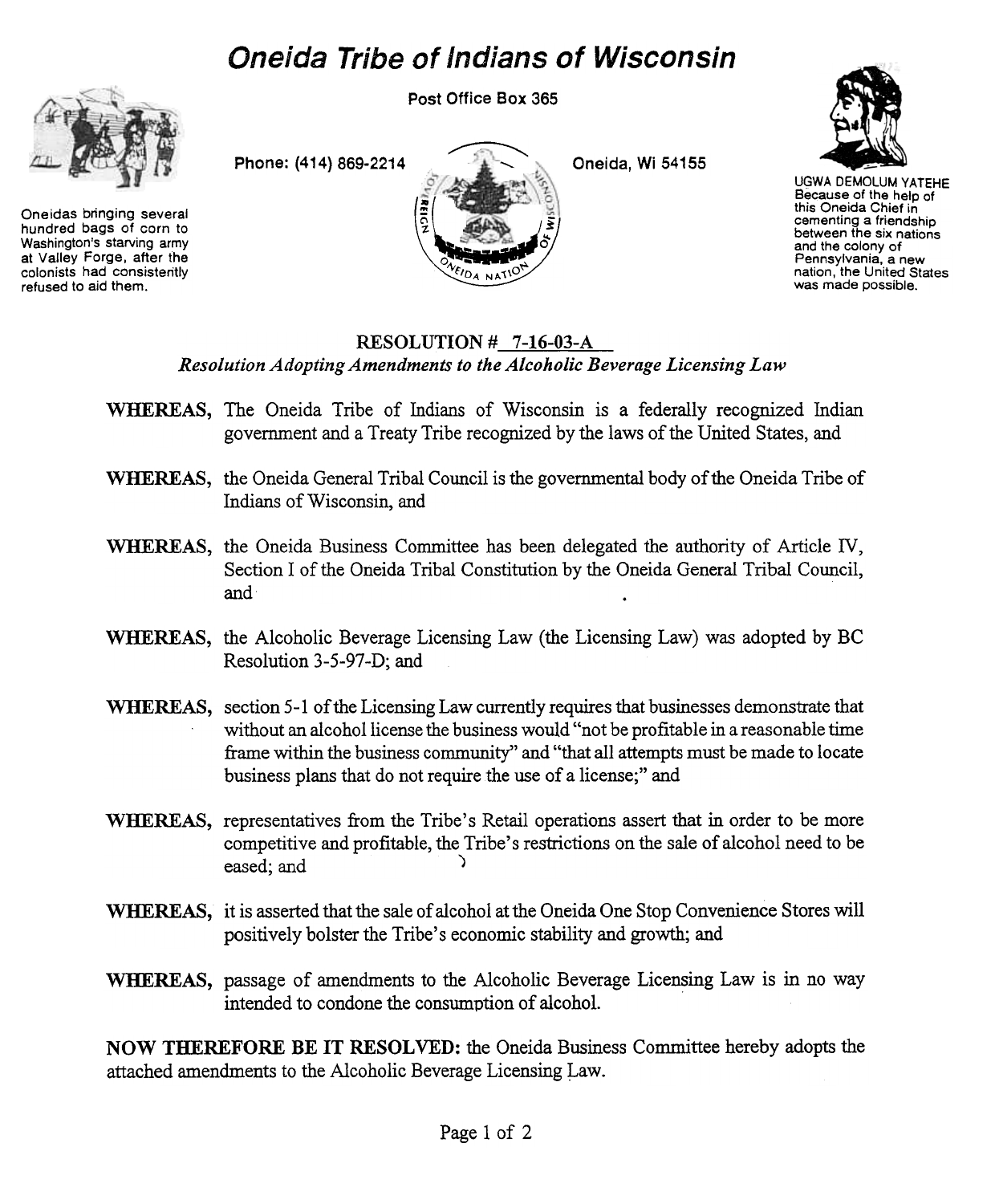# *Oneida Tribe of Indians of Wisconsin*

Post Office Box 365

Phone: (414) 869-2214 Oneida, Wi 54155

Oneidas bringing several hundred bags of corn to Washington's starving army at Valley Forge, after the colonists had consistently refused to aid them.

UGWA DEMOLUM YATEHE
Because of the help of this Oneida Chief in cementing a friendship between the six nations and the colony of Pennsylvania, a new nation, the United States was made possible.

## RESOLUTION # 7-16-03-A

*Resolution Adopting Amendments to the Alcoholic Beverage Licensing Law*

**WHEREAS,** The Oneida Tribe of Indians of Wisconsin is a federally recognized Indian government and a Treaty Tribe recognized by the laws of the United States, and

**WHEREAS,** the Oneida General Tribal Council is the governmental body of the Oneida Tribe of Indians of Wisconsin, and

**WHEREAS,** the Oneida Business Committee has been delegated the authority of Article IV, Section I of the Oneida Tribal Constitution by the Oneida General Tribal Council, and

**WHEREAS,** the Alcoholic Beverage Licensing Law (the Licensing Law) was adopted by BC Resolution 3-5-97-D; and

**WHEREAS,** section 5-1 of the Licensing Law currently requires that businesses demonstrate that without an alcohol license the business would "not be profitable in a reasonable time frame within the business community" and "that all attempts must be made to locate business plans that do not require the use of a license;" and

**WHEREAS,** representatives from the Tribe's Retail operations assert that in order to be more competitive and profitable, the Tribe's restrictions on the sale of alcohol need to be eased; and

**WHEREAS,** it is asserted that the sale of alcohol at the Oneida One Stop Convenience Stores will positively bolster the Tribe's economic stability and growth; and

**WHEREAS,** passage of amendments to the Alcoholic Beverage Licensing Law is in no way intended to condone the consumption of alcohol.

**NOW THEREFORE BE IT RESOLVED:** the Oneida Business Committee hereby adopts the attached amendments to the Alcoholic Beverage Licensing Law.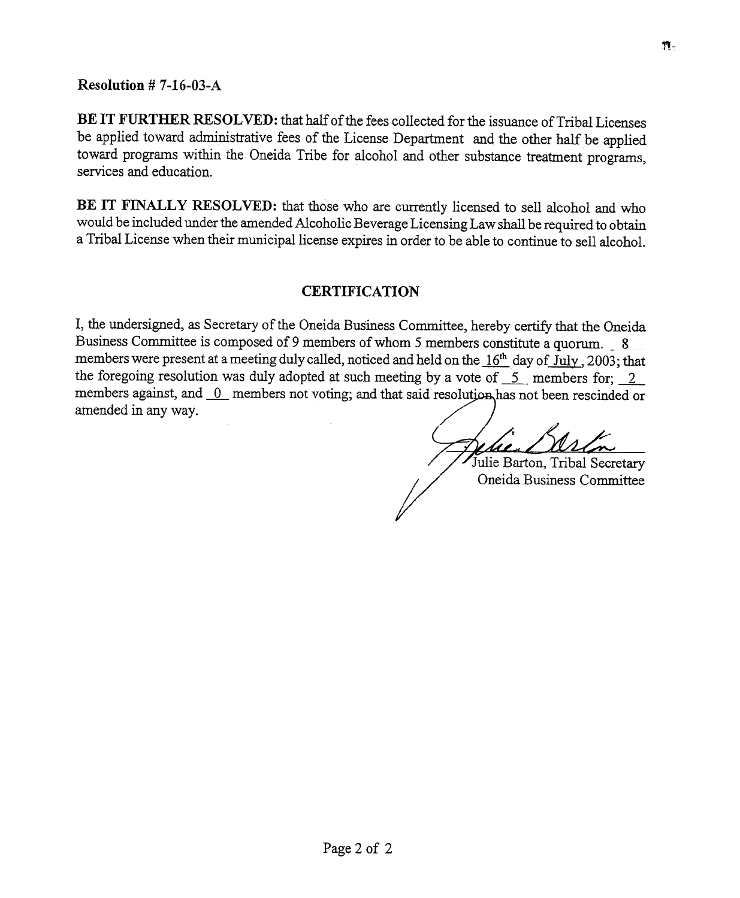Resolution # 7-16-03-A

**BE IT FURTHER RESOLVED:** that half of the fees collected for the issuance of Tribal Licenses be applied toward administrative fees of the License Department and the other half be applied toward programs within the Oneida Tribe for alcohol and other substance treatment programs, services and education.

**BE IT FINALLY RESOLVED:** that those who are currently licensed to sell alcohol and who would be included under the amended Alcoholic Beverage Licensing Law shall be required to obtain a Tribal License when their municipal license expires in order to be able to continue to sell alcohol.

## CERTIFICATION

I, the undersigned, as Secretary of the Oneida Business Committee, hereby certify that the Oneida Business Committee is composed of 9 members of whom 5 members constitute a quorum. 8 members were present at a meeting duly called, noticed and held on the 16th day of July, 2003; that the foregoing resolution was duly adopted at such meeting by a vote of 5 members for; 2 members against, and 0 members not voting; and that said resolution has not been rescinded or amended in any way.

Julie Barton, Tribal Secretary
Oneida Business Committee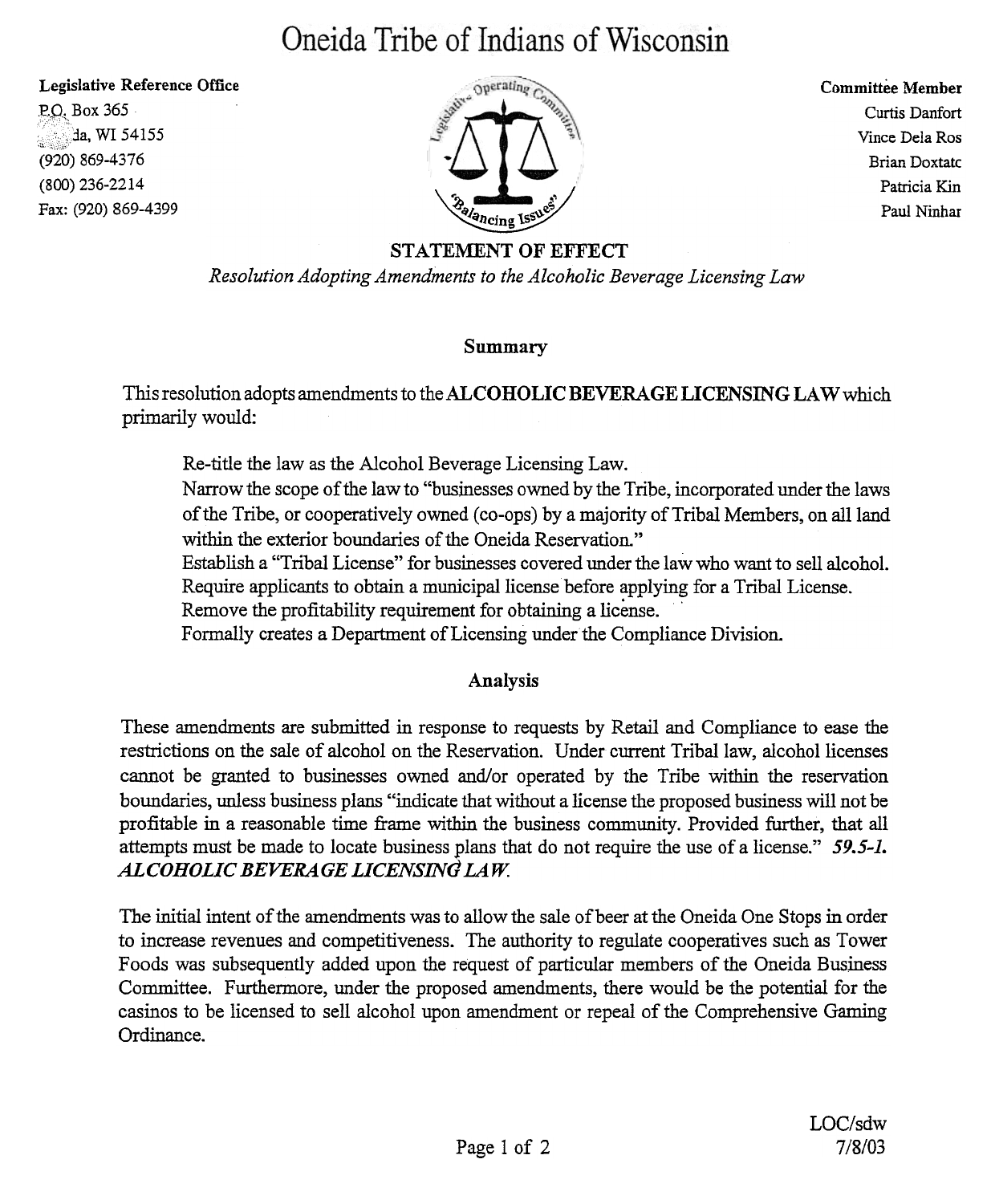# Oneida Tribe of Indians of Wisconsin

**Legislative Reference Office**
P.O. Box 365
da, WI 54155
(920) 869-4376
(800) 236-2214
Fax: (920) 869-4399

**Committee Member**
Curtis Danfort
Vince Dela Ros
Brian Doxtatc
Patricia Kin
Paul Ninhar

## STATEMENT OF EFFECT

*Resolution Adopting Amendments to the Alcoholic Beverage Licensing Law*

### Summary

This resolution adopts amendments to the **ALCOHOLIC BEVERAGE LICENSING LAW** which primarily would:

- Re-title the law as the Alcohol Beverage Licensing Law.
- Narrow the scope of the law to "businesses owned by the Tribe, incorporated under the laws of the Tribe, or cooperatively owned (co-ops) by a majority of Tribal Members, on all land within the exterior boundaries of the Oneida Reservation."
- Establish a "Tribal License" for businesses covered under the law who want to sell alcohol.
- Require applicants to obtain a municipal license before applying for a Tribal License.
- Remove the profitability requirement for obtaining a license.
- Formally creates a Department of Licensing under the Compliance Division.

### Analysis

These amendments are submitted in response to requests by Retail and Compliance to ease the restrictions on the sale of alcohol on the Reservation. Under current Tribal law, alcohol licenses cannot be granted to businesses owned and/or operated by the Tribe within the reservation boundaries, unless business plans "indicate that without a license the proposed business will not be profitable in a reasonable time frame within the business community. Provided further, that all attempts must be made to locate business plans that do not require the use of a license." ***59.5-1. ALCOHOLIC BEVERAGE LICENSING LAW.***

The initial intent of the amendments was to allow the sale of beer at the Oneida One Stops in order to increase revenues and competitiveness. The authority to regulate cooperatives such as Tower Foods was subsequently added upon the request of particular members of the Oneida Business Committee. Furthermore, under the proposed amendments, there would be the potential for the casinos to be licensed to sell alcohol upon amendment or repeal of the Comprehensive Gaming Ordinance.

LOC/sdw
7/8/03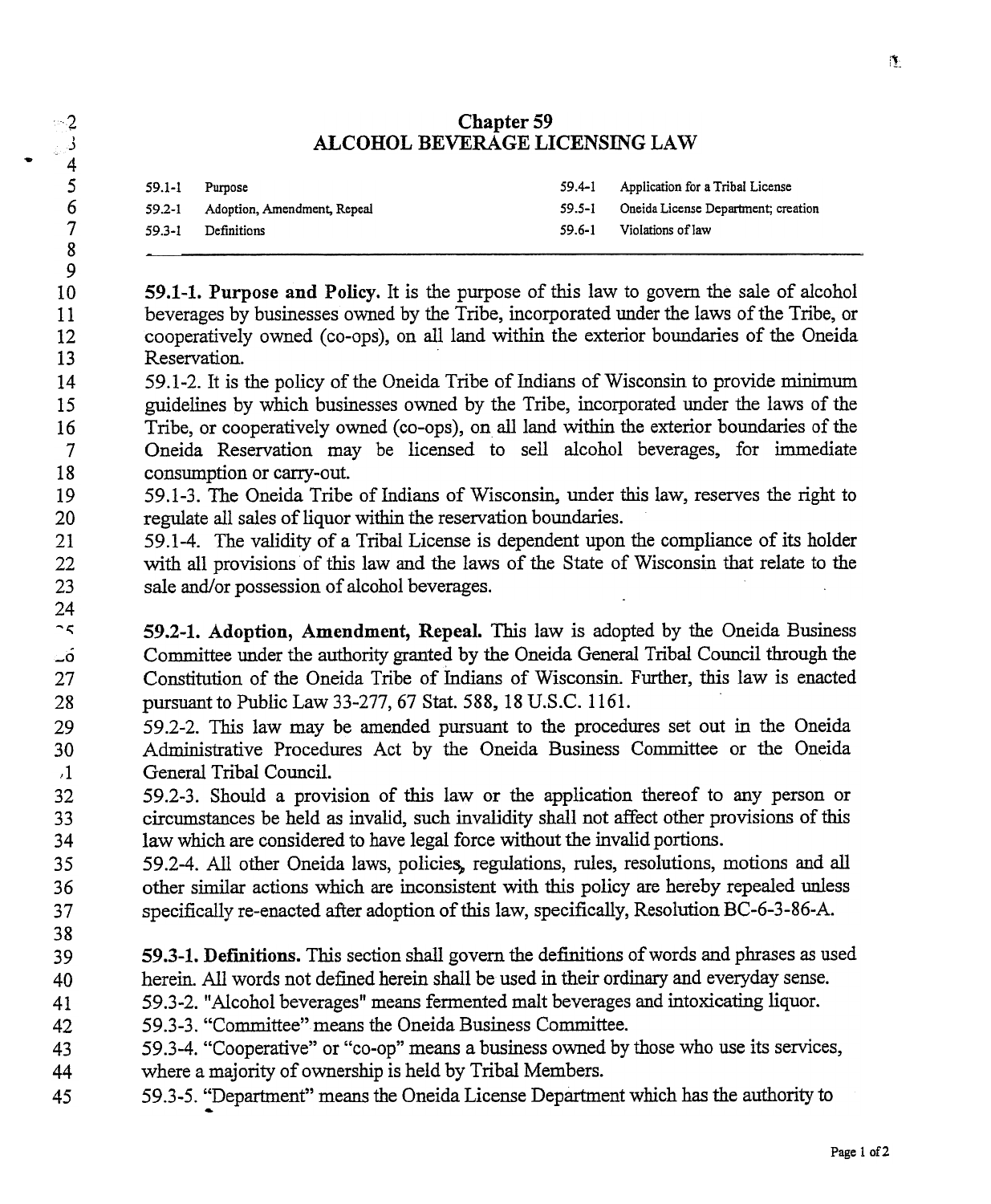# Chapter 59
# ALCOHOL BEVERAGE LICENSING LAW

| | | | |
|---|---|---|---|
| 59.1-1 | Purpose | 59.4-1 | Application for a Tribal License |
| 59.2-1 | Adoption, Amendment, Repeal | 59.5-1 | Oneida License Department; creation |
| 59.3-1 | Definitions | 59.6-1 | Violations of law |

**59.1-1. Purpose and Policy.** It is the purpose of this law to govern the sale of alcohol beverages by businesses owned by the Tribe, incorporated under the laws of the Tribe, or cooperatively owned (co-ops), on all land within the exterior boundaries of the Oneida Reservation.

59.1-2. It is the policy of the Oneida Tribe of Indians of Wisconsin to provide minimum guidelines by which businesses owned by the Tribe, incorporated under the laws of the Tribe, or cooperatively owned (co-ops), on all land within the exterior boundaries of the Oneida Reservation may be licensed to sell alcohol beverages, for immediate consumption or carry-out.

59.1-3. The Oneida Tribe of Indians of Wisconsin, under this law, reserves the right to regulate all sales of liquor within the reservation boundaries.

59.1-4. The validity of a Tribal License is dependent upon the compliance of its holder with all provisions of this law and the laws of the State of Wisconsin that relate to the sale and/or possession of alcohol beverages.

**59.2-1. Adoption, Amendment, Repeal.** This law is adopted by the Oneida Business Committee under the authority granted by the Oneida General Tribal Council through the Constitution of the Oneida Tribe of Indians of Wisconsin. Further, this law is enacted pursuant to Public Law 33-277, 67 Stat. 588, 18 U.S.C. 1161.

59.2-2. This law may be amended pursuant to the procedures set out in the Oneida Administrative Procedures Act by the Oneida Business Committee or the Oneida General Tribal Council.

59.2-3. Should a provision of this law or the application thereof to any person or circumstances be held as invalid, such invalidity shall not affect other provisions of this law which are considered to have legal force without the invalid portions.

59.2-4. All other Oneida laws, policies, regulations, rules, resolutions, motions and all other similar actions which are inconsistent with this policy are hereby repealed unless specifically re-enacted after adoption of this law, specifically, Resolution BC-6-3-86-A.

**59.3-1. Definitions.** This section shall govern the definitions of words and phrases as used herein. All words not defined herein shall be used in their ordinary and everyday sense.

59.3-2. "Alcohol beverages" means fermented malt beverages and intoxicating liquor.

59.3-3. "Committee" means the Oneida Business Committee.

59.3-4. "Cooperative" or "co-op" means a business owned by those who use its services, where a majority of ownership is held by Tribal Members.

59.3-5. "Department" means the Oneida License Department which has the authority to